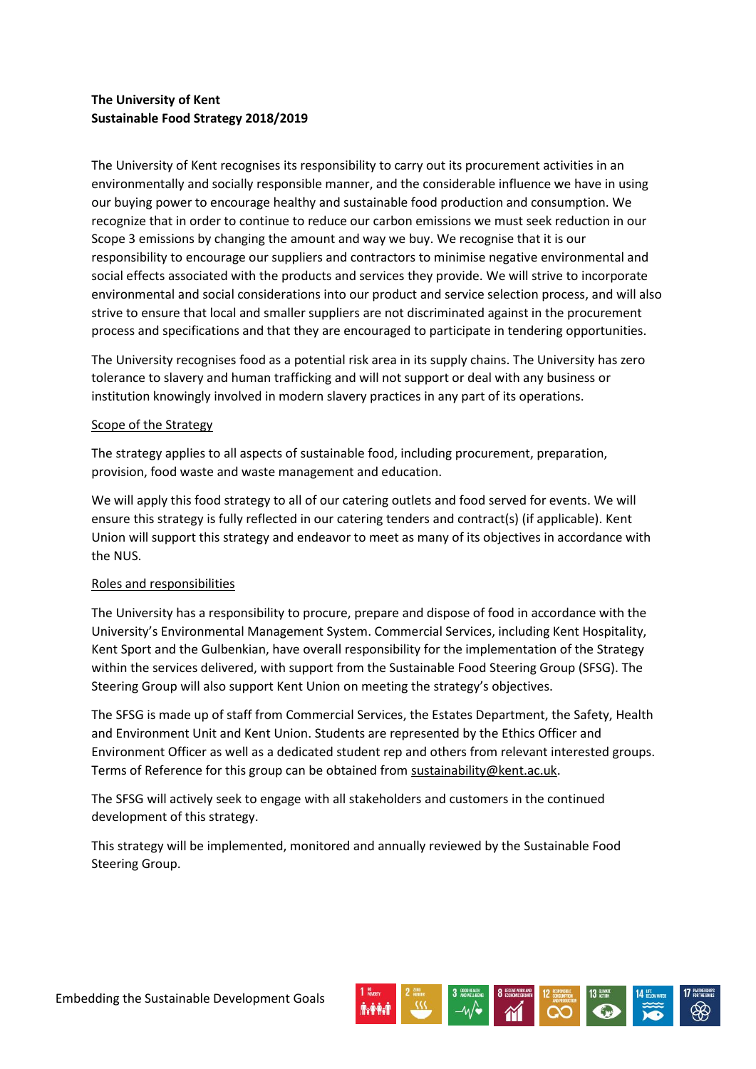**The University of Kent**
**Sustainable Food Strategy 2018/2019**

The University of Kent recognises its responsibility to carry out its procurement activities in an environmentally and socially responsible manner, and the considerable influence we have in using our buying power to encourage healthy and sustainable food production and consumption. We recognize that in order to continue to reduce our carbon emissions we must seek reduction in our Scope 3 emissions by changing the amount and way we buy. We recognise that it is our responsibility to encourage our suppliers and contractors to minimise negative environmental and social effects associated with the products and services they provide. We will strive to incorporate environmental and social considerations into our product and service selection process, and will also strive to ensure that local and smaller suppliers are not discriminated against in the procurement process and specifications and that they are encouraged to participate in tendering opportunities.

The University recognises food as a potential risk area in its supply chains. The University has zero tolerance to slavery and human trafficking and will not support or deal with any business or institution knowingly involved in modern slavery practices in any part of its operations.

Scope of the Strategy

The strategy applies to all aspects of sustainable food, including procurement, preparation, provision, food waste and waste management and education.

We will apply this food strategy to all of our catering outlets and food served for events. We will ensure this strategy is fully reflected in our catering tenders and contract(s) (if applicable). Kent Union will support this strategy and endeavor to meet as many of its objectives in accordance with the NUS.

Roles and responsibilities

The University has a responsibility to procure, prepare and dispose of food in accordance with the University's Environmental Management System. Commercial Services, including Kent Hospitality, Kent Sport and the Gulbenkian, have overall responsibility for the implementation of the Strategy within the services delivered, with support from the Sustainable Food Steering Group (SFSG). The Steering Group will also support Kent Union on meeting the strategy's objectives.

The SFSG is made up of staff from Commercial Services, the Estates Department, the Safety, Health and Environment Unit and Kent Union. Students are represented by the Ethics Officer and Environment Officer as well as a dedicated student rep and others from relevant interested groups. Terms of Reference for this group can be obtained from sustainability@kent.ac.uk.

The SFSG will actively seek to engage with all stakeholders and customers in the continued development of this strategy.

This strategy will be implemented, monitored and annually reviewed by the Sustainable Food Steering Group.

Embedding the Sustainable Development Goals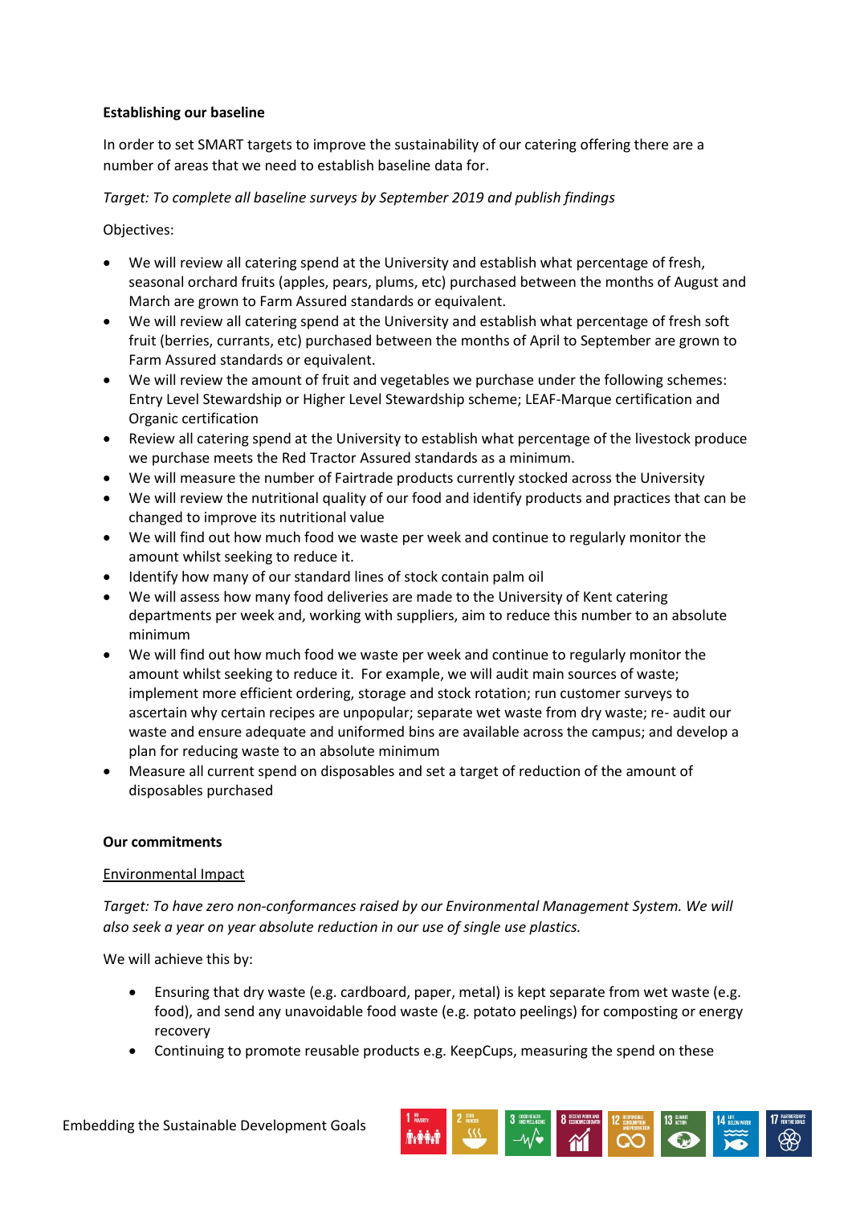**Establishing our baseline**

In order to set SMART targets to improve the sustainability of our catering offering there are a number of areas that we need to establish baseline data for.

*Target: To complete all baseline surveys by September 2019 and publish findings*

Objectives:

- We will review all catering spend at the University and establish what percentage of fresh, seasonal orchard fruits (apples, pears, plums, etc) purchased between the months of August and March are grown to Farm Assured standards or equivalent.
- We will review all catering spend at the University and establish what percentage of fresh soft fruit (berries, currants, etc) purchased between the months of April to September are grown to Farm Assured standards or equivalent.
- We will review the amount of fruit and vegetables we purchase under the following schemes: Entry Level Stewardship or Higher Level Stewardship scheme; LEAF-Marque certification and Organic certification
- Review all catering spend at the University to establish what percentage of the livestock produce we purchase meets the Red Tractor Assured standards as a minimum.
- We will measure the number of Fairtrade products currently stocked across the University
- We will review the nutritional quality of our food and identify products and practices that can be changed to improve its nutritional value
- We will find out how much food we waste per week and continue to regularly monitor the amount whilst seeking to reduce it.
- Identify how many of our standard lines of stock contain palm oil
- We will assess how many food deliveries are made to the University of Kent catering departments per week and, working with suppliers, aim to reduce this number to an absolute minimum
- We will find out how much food we waste per week and continue to regularly monitor the amount whilst seeking to reduce it. For example, we will audit main sources of waste; implement more efficient ordering, storage and stock rotation; run customer surveys to ascertain why certain recipes are unpopular; separate wet waste from dry waste; re- audit our waste and ensure adequate and uniformed bins are available across the campus; and develop a plan for reducing waste to an absolute minimum
- Measure all current spend on disposables and set a target of reduction of the amount of disposables purchased

**Our commitments**

Environmental Impact

*Target: To have zero non-conformances raised by our Environmental Management System. We will also seek a year on year absolute reduction in our use of single use plastics.*

We will achieve this by:

- Ensuring that dry waste (e.g. cardboard, paper, metal) is kept separate from wet waste (e.g. food), and send any unavoidable food waste (e.g. potato peelings) for composting or energy recovery
- Continuing to promote reusable products e.g. KeepCups, measuring the spend on these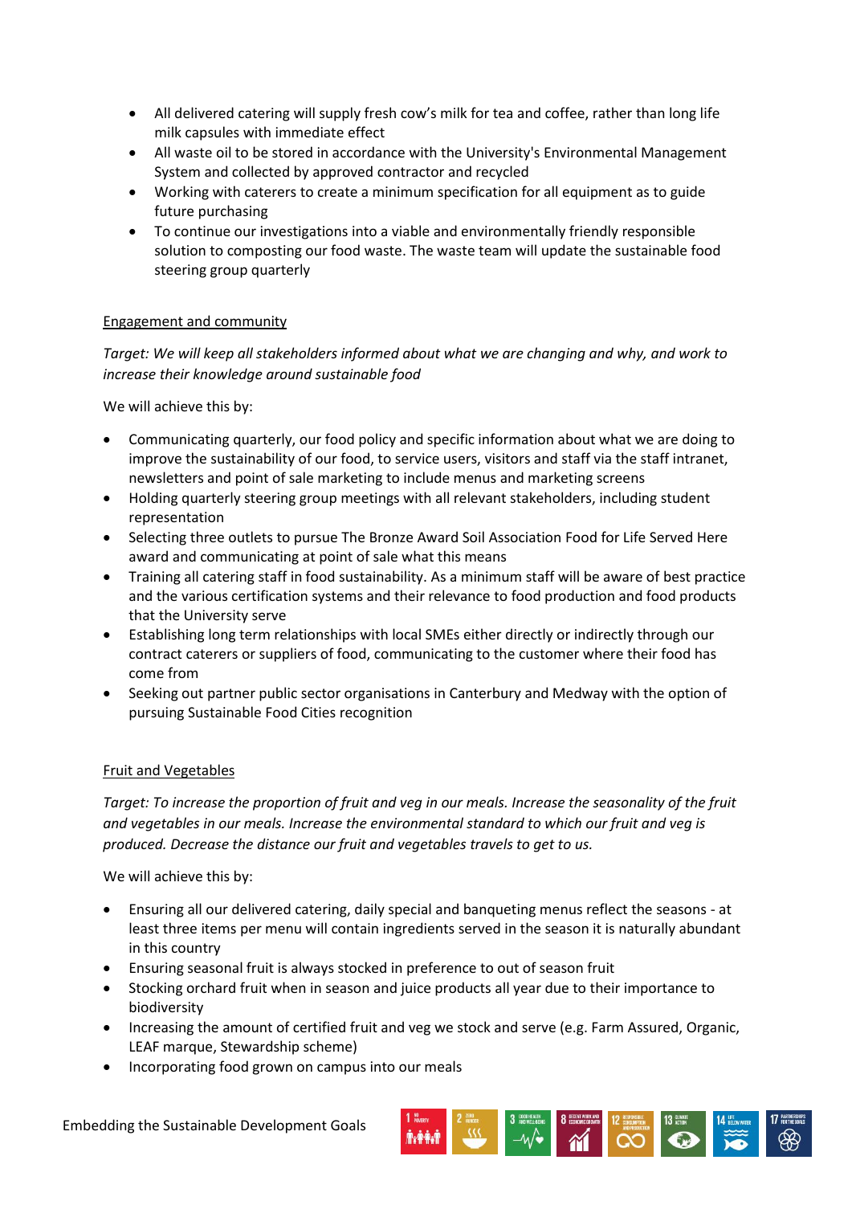- All delivered catering will supply fresh cow's milk for tea and coffee, rather than long life milk capsules with immediate effect
- All waste oil to be stored in accordance with the University's Environmental Management System and collected by approved contractor and recycled
- Working with caterers to create a minimum specification for all equipment as to guide future purchasing
- To continue our investigations into a viable and environmentally friendly responsible solution to composting our food waste. The waste team will update the sustainable food steering group quarterly

<u>Engagement and community</u>

*Target: We will keep all stakeholders informed about what we are changing and why, and work to increase their knowledge around sustainable food*

We will achieve this by:

- Communicating quarterly, our food policy and specific information about what we are doing to improve the sustainability of our food, to service users, visitors and staff via the staff intranet, newsletters and point of sale marketing to include menus and marketing screens
- Holding quarterly steering group meetings with all relevant stakeholders, including student representation
- Selecting three outlets to pursue The Bronze Award Soil Association Food for Life Served Here award and communicating at point of sale what this means
- Training all catering staff in food sustainability. As a minimum staff will be aware of best practice and the various certification systems and their relevance to food production and food products that the University serve
- Establishing long term relationships with local SMEs either directly or indirectly through our contract caterers or suppliers of food, communicating to the customer where their food has come from
- Seeking out partner public sector organisations in Canterbury and Medway with the option of pursuing Sustainable Food Cities recognition

<u>Fruit and Vegetables</u>

*Target: To increase the proportion of fruit and veg in our meals. Increase the seasonality of the fruit and vegetables in our meals. Increase the environmental standard to which our fruit and veg is produced. Decrease the distance our fruit and vegetables travels to get to us.*

We will achieve this by:

- Ensuring all our delivered catering, daily special and banqueting menus reflect the seasons - at least three items per menu will contain ingredients served in the season it is naturally abundant in this country
- Ensuring seasonal fruit is always stocked in preference to out of season fruit
- Stocking orchard fruit when in season and juice products all year due to their importance to biodiversity
- Increasing the amount of certified fruit and veg we stock and serve (e.g. Farm Assured, Organic, LEAF marque, Stewardship scheme)
- Incorporating food grown on campus into our meals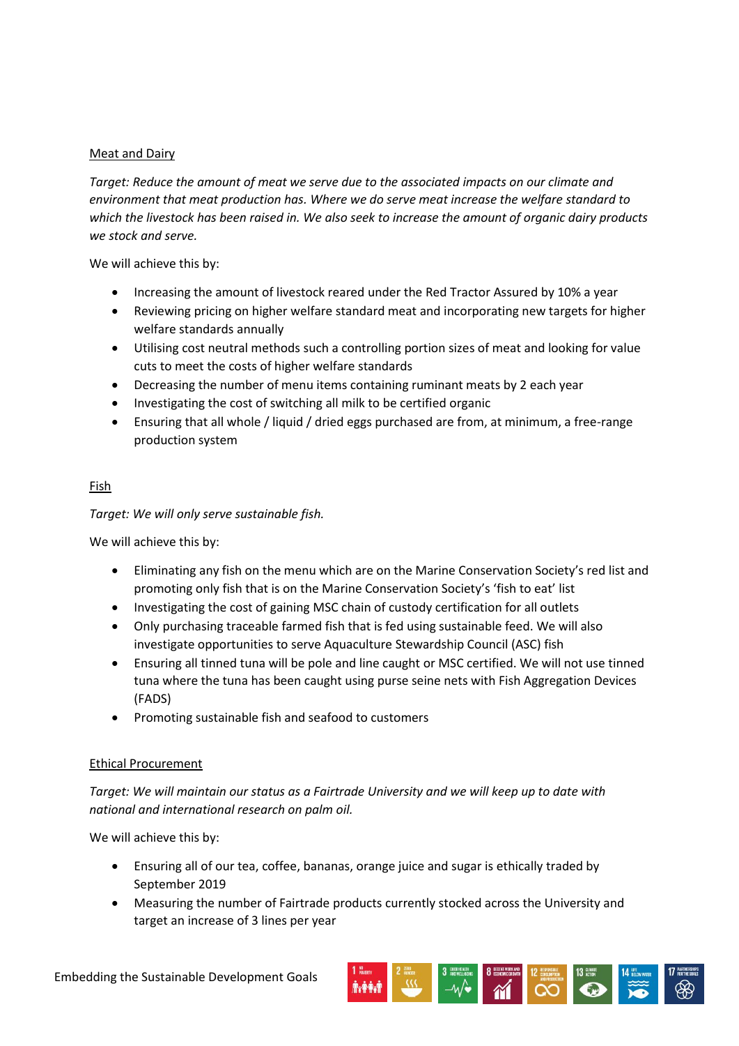## Meat and Dairy

*Target: Reduce the amount of meat we serve due to the associated impacts on our climate and environment that meat production has. Where we do serve meat increase the welfare standard to which the livestock has been raised in. We also seek to increase the amount of organic dairy products we stock and serve.*

We will achieve this by:

- Increasing the amount of livestock reared under the Red Tractor Assured by 10% a year
- Reviewing pricing on higher welfare standard meat and incorporating new targets for higher welfare standards annually
- Utilising cost neutral methods such a controlling portion sizes of meat and looking for value cuts to meet the costs of higher welfare standards
- Decreasing the number of menu items containing ruminant meats by 2 each year
- Investigating the cost of switching all milk to be certified organic
- Ensuring that all whole / liquid / dried eggs purchased are from, at minimum, a free-range production system

## Fish

*Target: We will only serve sustainable fish.*

We will achieve this by:

- Eliminating any fish on the menu which are on the Marine Conservation Society's red list and promoting only fish that is on the Marine Conservation Society's 'fish to eat' list
- Investigating the cost of gaining MSC chain of custody certification for all outlets
- Only purchasing traceable farmed fish that is fed using sustainable feed. We will also investigate opportunities to serve Aquaculture Stewardship Council (ASC) fish
- Ensuring all tinned tuna will be pole and line caught or MSC certified. We will not use tinned tuna where the tuna has been caught using purse seine nets with Fish Aggregation Devices (FADS)
- Promoting sustainable fish and seafood to customers

## Ethical Procurement

*Target: We will maintain our status as a Fairtrade University and we will keep up to date with national and international research on palm oil.*

We will achieve this by:

- Ensuring all of our tea, coffee, bananas, orange juice and sugar is ethically traded by September 2019
- Measuring the number of Fairtrade products currently stocked across the University and target an increase of 3 lines per year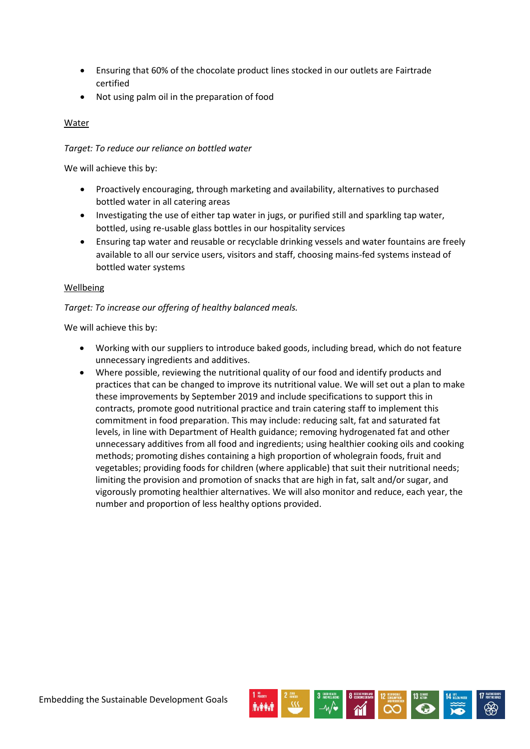- Ensuring that 60% of the chocolate product lines stocked in our outlets are Fairtrade certified
- Not using palm oil in the preparation of food

## Water

*Target: To reduce our reliance on bottled water*

We will achieve this by:

- Proactively encouraging, through marketing and availability, alternatives to purchased bottled water in all catering areas
- Investigating the use of either tap water in jugs, or purified still and sparkling tap water, bottled, using re-usable glass bottles in our hospitality services
- Ensuring tap water and reusable or recyclable drinking vessels and water fountains are freely available to all our service users, visitors and staff, choosing mains-fed systems instead of bottled water systems

## Wellbeing

*Target: To increase our offering of healthy balanced meals.*

We will achieve this by:

- Working with our suppliers to introduce baked goods, including bread, which do not feature unnecessary ingredients and additives.
- Where possible, reviewing the nutritional quality of our food and identify products and practices that can be changed to improve its nutritional value. We will set out a plan to make these improvements by September 2019 and include specifications to support this in contracts, promote good nutritional practice and train catering staff to implement this commitment in food preparation. This may include: reducing salt, fat and saturated fat levels, in line with Department of Health guidance; removing hydrogenated fat and other unnecessary additives from all food and ingredients; using healthier cooking oils and cooking methods; promoting dishes containing a high proportion of wholegrain foods, fruit and vegetables; providing foods for children (where applicable) that suit their nutritional needs; limiting the provision and promotion of snacks that are high in fat, salt and/or sugar, and vigorously promoting healthier alternatives. We will also monitor and reduce, each year, the number and proportion of less healthy options provided.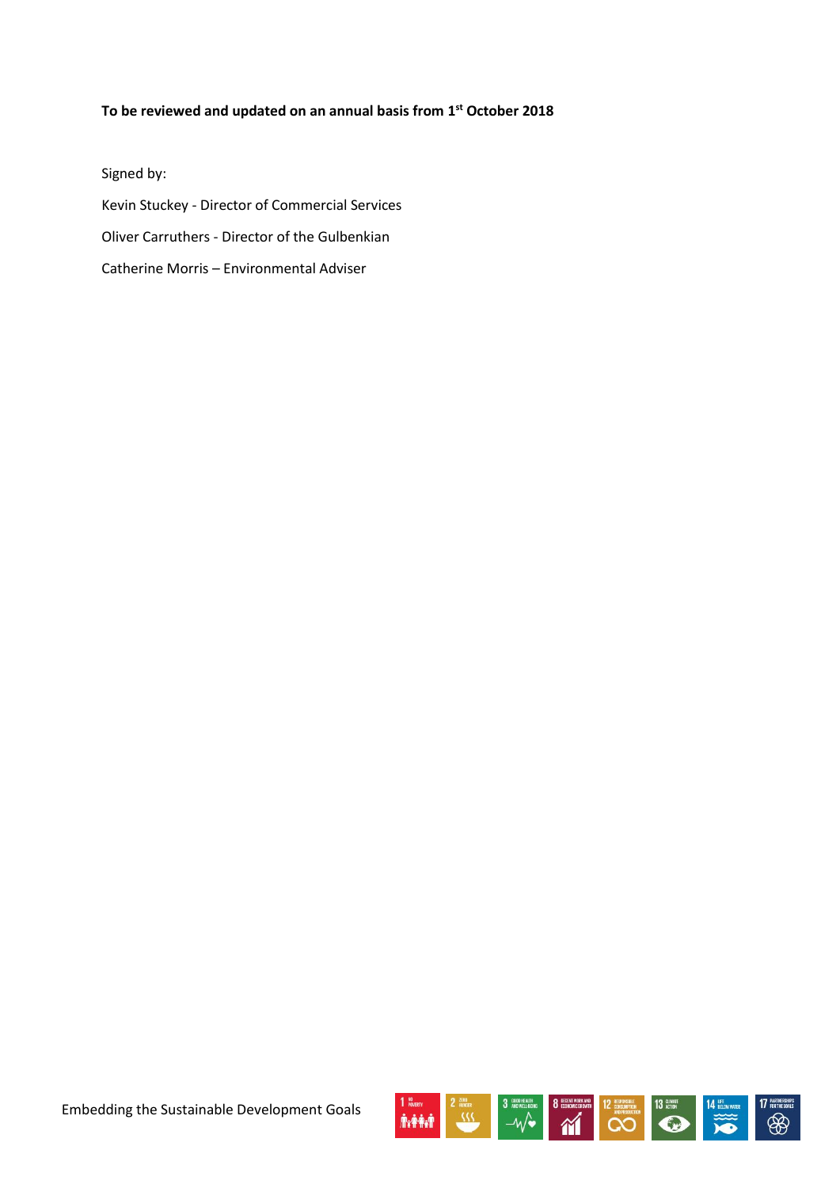**To be reviewed and updated on an annual basis from 1st October 2018**

Signed by:

Kevin Stuckey - Director of Commercial Services

Oliver Carruthers - Director of the Gulbenkian

Catherine Morris – Environmental Adviser